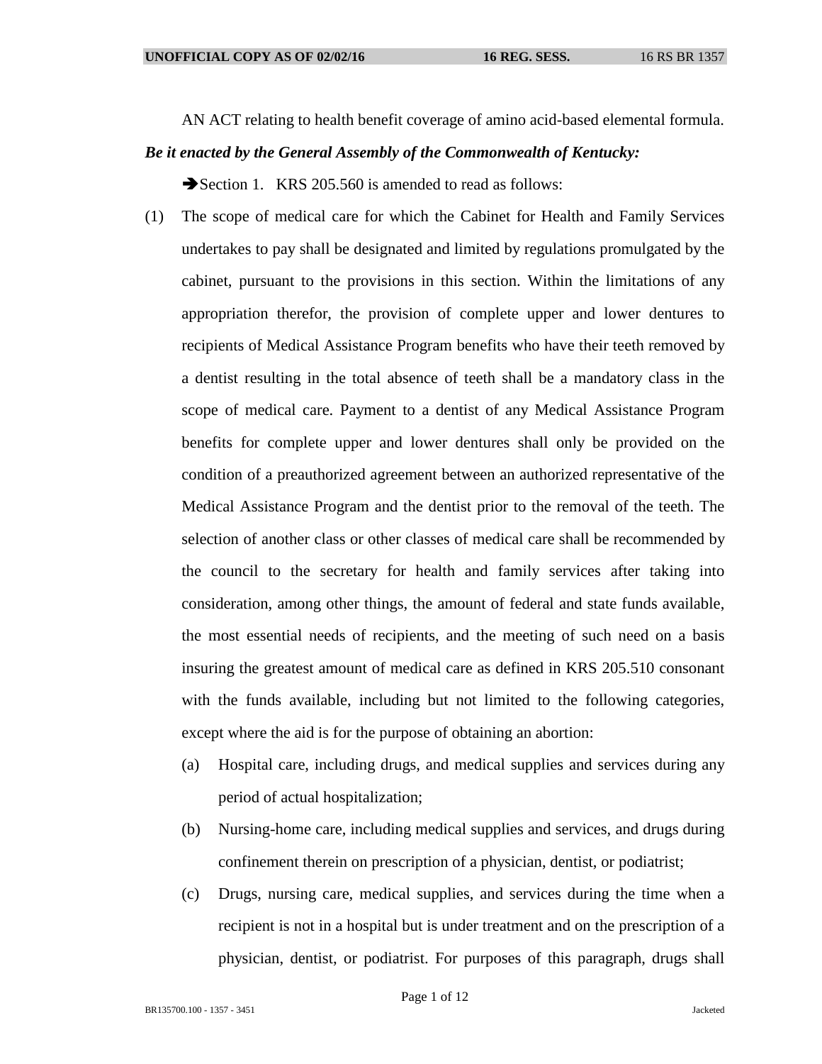AN ACT relating to health benefit coverage of amino acid-based elemental formula.

***Be it enacted by the General Assembly of the Commonwealth of Kentucky:***

➔Section 1. KRS 205.560 is amended to read as follows:

(1) The scope of medical care for which the Cabinet for Health and Family Services undertakes to pay shall be designated and limited by regulations promulgated by the cabinet, pursuant to the provisions in this section. Within the limitations of any appropriation therefor, the provision of complete upper and lower dentures to recipients of Medical Assistance Program benefits who have their teeth removed by a dentist resulting in the total absence of teeth shall be a mandatory class in the scope of medical care. Payment to a dentist of any Medical Assistance Program benefits for complete upper and lower dentures shall only be provided on the condition of a preauthorized agreement between an authorized representative of the Medical Assistance Program and the dentist prior to the removal of the teeth. The selection of another class or other classes of medical care shall be recommended by the council to the secretary for health and family services after taking into consideration, among other things, the amount of federal and state funds available, the most essential needs of recipients, and the meeting of such need on a basis insuring the greatest amount of medical care as defined in KRS 205.510 consonant with the funds available, including but not limited to the following categories, except where the aid is for the purpose of obtaining an abortion:

   (a) Hospital care, including drugs, and medical supplies and services during any period of actual hospitalization;

   (b) Nursing-home care, including medical supplies and services, and drugs during confinement therein on prescription of a physician, dentist, or podiatrist;

   (c) Drugs, nursing care, medical supplies, and services during the time when a recipient is not in a hospital but is under treatment and on the prescription of a physician, dentist, or podiatrist. For purposes of this paragraph, drugs shall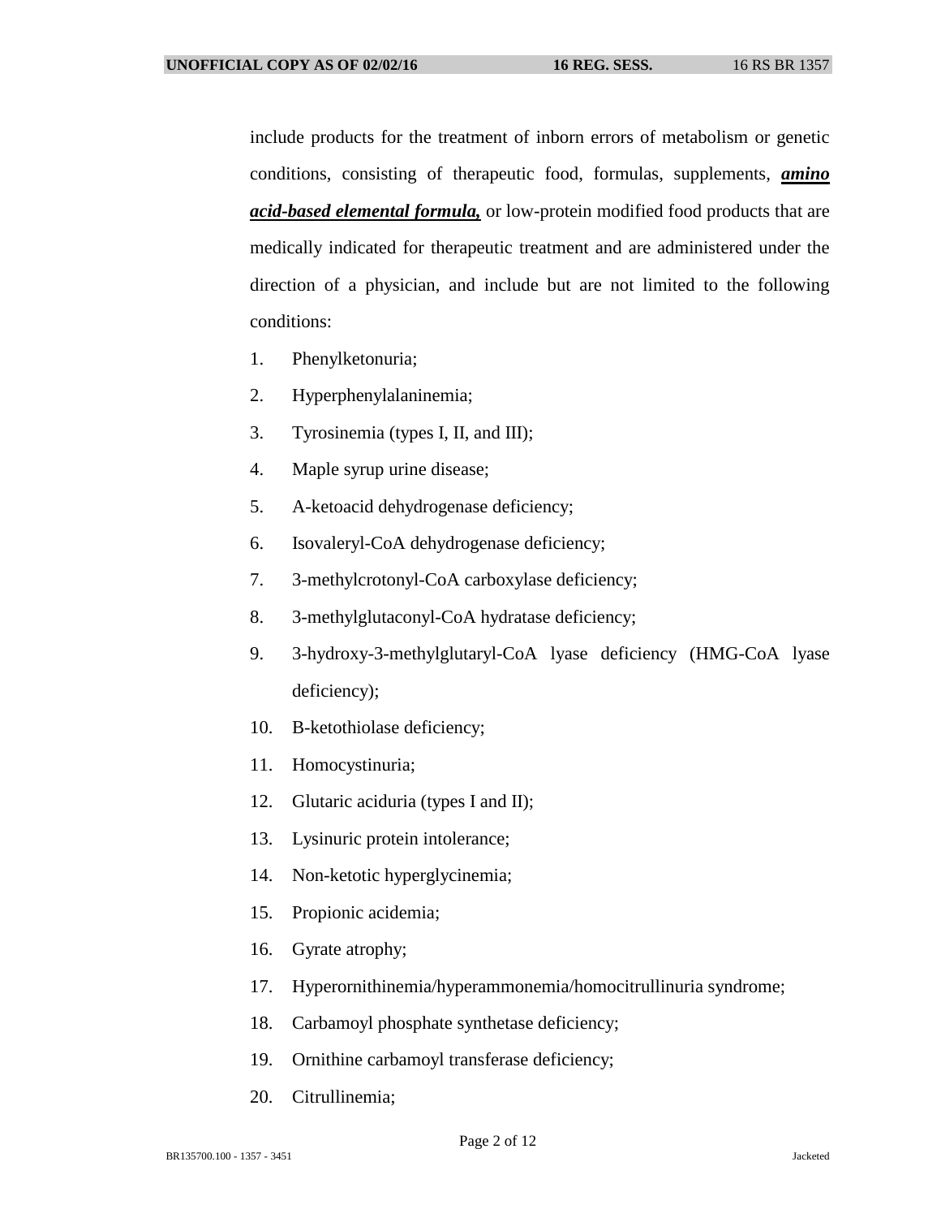include products for the treatment of inborn errors of metabolism or genetic conditions, consisting of therapeutic food, formulas, supplements, ***amino acid-based elemental formula,*** or low-protein modified food products that are medically indicated for therapeutic treatment and are administered under the direction of a physician, and include but are not limited to the following conditions:

1. Phenylketonuria;
2. Hyperphenylalaninemia;
3. Tyrosinemia (types I, II, and III);
4. Maple syrup urine disease;
5. A-ketoacid dehydrogenase deficiency;
6. Isovaleryl-CoA dehydrogenase deficiency;
7. 3-methylcrotonyl-CoA carboxylase deficiency;
8. 3-methylglutaconyl-CoA hydratase deficiency;
9. 3-hydroxy-3-methylglutaryl-CoA lyase deficiency (HMG-CoA lyase deficiency);
10. B-ketothiolase deficiency;
11. Homocystinuria;
12. Glutaric aciduria (types I and II);
13. Lysinuric protein intolerance;
14. Non-ketotic hyperglycinemia;
15. Propionic acidemia;
16. Gyrate atrophy;
17. Hyperornithinemia/hyperammonemia/homocitrullinuria syndrome;
18. Carbamoyl phosphate synthetase deficiency;
19. Ornithine carbamoyl transferase deficiency;
20. Citrullinemia;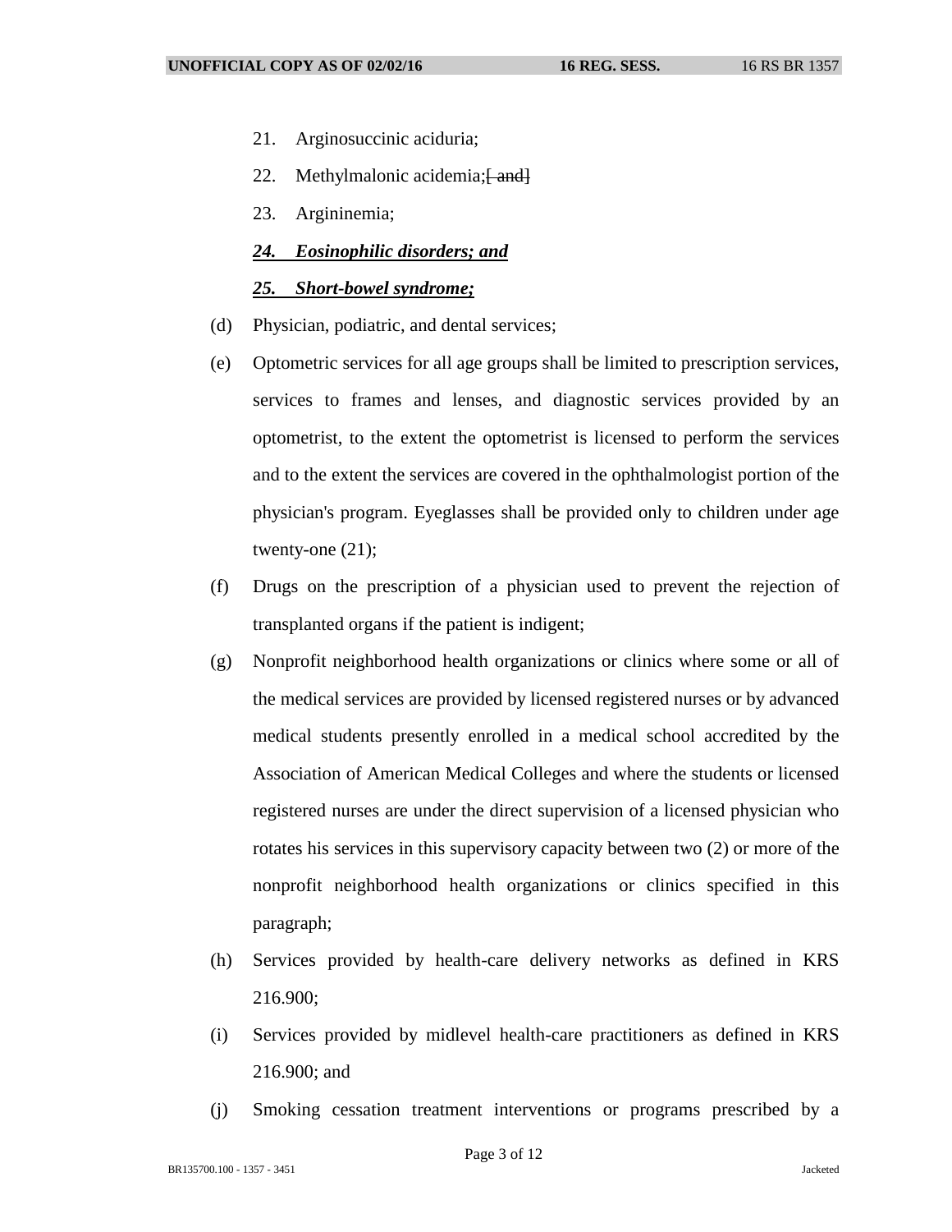21. Arginosuccinic aciduria;

22. Methylmalonic acidemia;[ and]

23. Argininemia;

***24. Eosinophilic disorders; and***

***25. Short-bowel syndrome;***

(d) Physician, podiatric, and dental services;

(e) Optometric services for all age groups shall be limited to prescription services, services to frames and lenses, and diagnostic services provided by an optometrist, to the extent the optometrist is licensed to perform the services and to the extent the services are covered in the ophthalmologist portion of the physician's program. Eyeglasses shall be provided only to children under age twenty-one (21);

(f) Drugs on the prescription of a physician used to prevent the rejection of transplanted organs if the patient is indigent;

(g) Nonprofit neighborhood health organizations or clinics where some or all of the medical services are provided by licensed registered nurses or by advanced medical students presently enrolled in a medical school accredited by the Association of American Medical Colleges and where the students or licensed registered nurses are under the direct supervision of a licensed physician who rotates his services in this supervisory capacity between two (2) or more of the nonprofit neighborhood health organizations or clinics specified in this paragraph;

(h) Services provided by health-care delivery networks as defined in KRS 216.900;

(i) Services provided by midlevel health-care practitioners as defined in KRS 216.900; and

(j) Smoking cessation treatment interventions or programs prescribed by a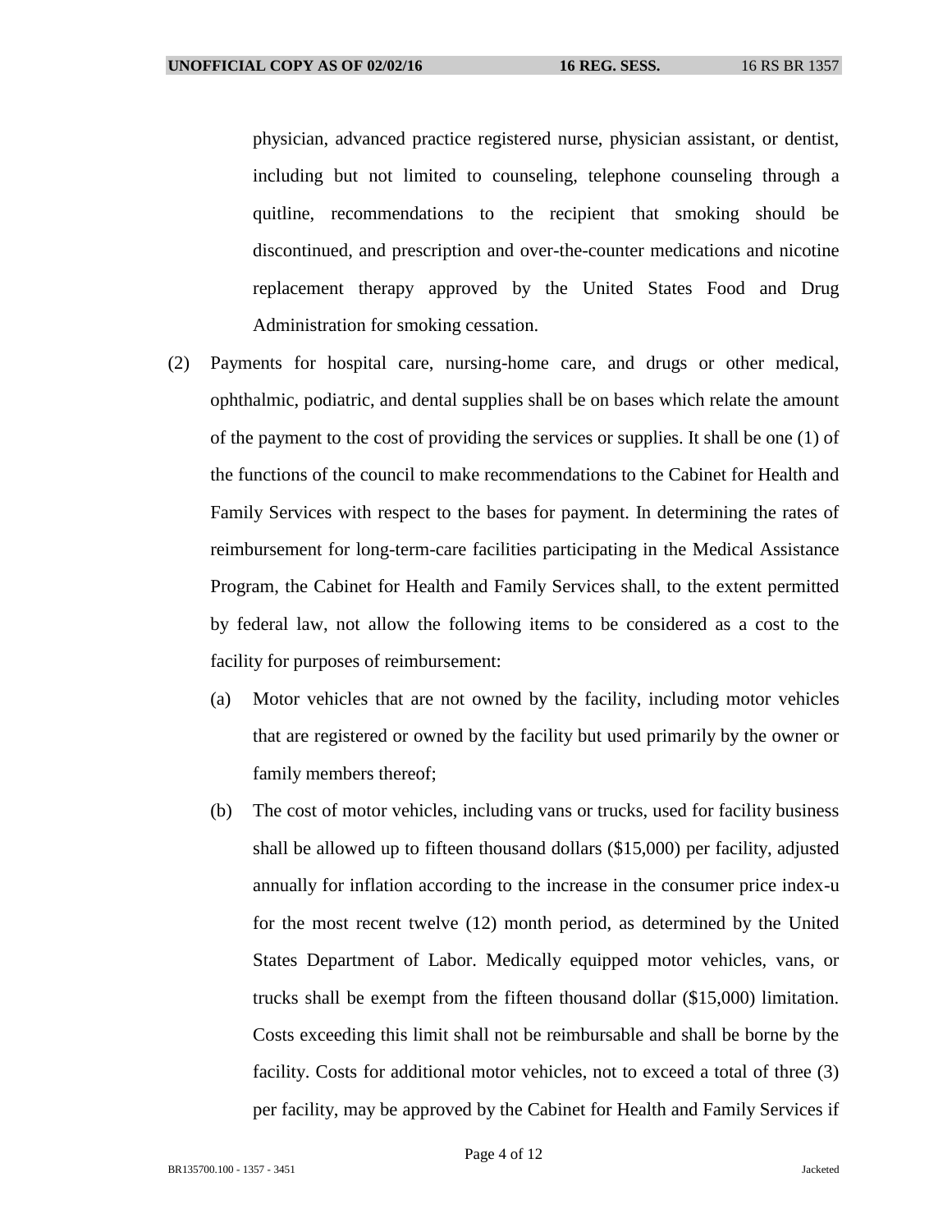physician, advanced practice registered nurse, physician assistant, or dentist, including but not limited to counseling, telephone counseling through a quitline, recommendations to the recipient that smoking should be discontinued, and prescription and over-the-counter medications and nicotine replacement therapy approved by the United States Food and Drug Administration for smoking cessation.

(2) Payments for hospital care, nursing-home care, and drugs or other medical, ophthalmic, podiatric, and dental supplies shall be on bases which relate the amount of the payment to the cost of providing the services or supplies. It shall be one (1) of the functions of the council to make recommendations to the Cabinet for Health and Family Services with respect to the bases for payment. In determining the rates of reimbursement for long-term-care facilities participating in the Medical Assistance Program, the Cabinet for Health and Family Services shall, to the extent permitted by federal law, not allow the following items to be considered as a cost to the facility for purposes of reimbursement:

(a) Motor vehicles that are not owned by the facility, including motor vehicles that are registered or owned by the facility but used primarily by the owner or family members thereof;

(b) The cost of motor vehicles, including vans or trucks, used for facility business shall be allowed up to fifteen thousand dollars ($15,000) per facility, adjusted annually for inflation according to the increase in the consumer price index-u for the most recent twelve (12) month period, as determined by the United States Department of Labor. Medically equipped motor vehicles, vans, or trucks shall be exempt from the fifteen thousand dollar ($15,000) limitation. Costs exceeding this limit shall not be reimbursable and shall be borne by the facility. Costs for additional motor vehicles, not to exceed a total of three (3) per facility, may be approved by the Cabinet for Health and Family Services if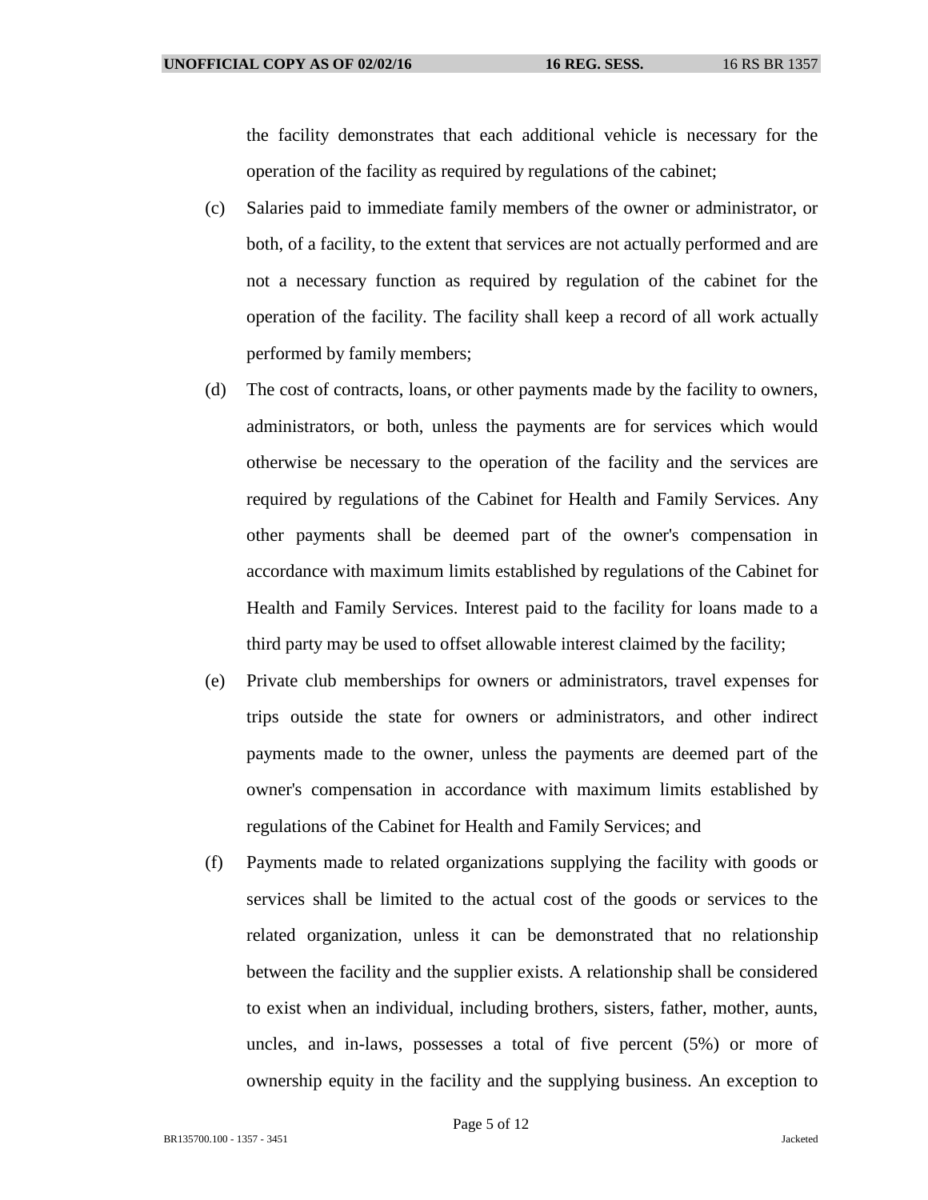the facility demonstrates that each additional vehicle is necessary for the operation of the facility as required by regulations of the cabinet;

(c) Salaries paid to immediate family members of the owner or administrator, or both, of a facility, to the extent that services are not actually performed and are not a necessary function as required by regulation of the cabinet for the operation of the facility. The facility shall keep a record of all work actually performed by family members;

(d) The cost of contracts, loans, or other payments made by the facility to owners, administrators, or both, unless the payments are for services which would otherwise be necessary to the operation of the facility and the services are required by regulations of the Cabinet for Health and Family Services. Any other payments shall be deemed part of the owner's compensation in accordance with maximum limits established by regulations of the Cabinet for Health and Family Services. Interest paid to the facility for loans made to a third party may be used to offset allowable interest claimed by the facility;

(e) Private club memberships for owners or administrators, travel expenses for trips outside the state for owners or administrators, and other indirect payments made to the owner, unless the payments are deemed part of the owner's compensation in accordance with maximum limits established by regulations of the Cabinet for Health and Family Services; and

(f) Payments made to related organizations supplying the facility with goods or services shall be limited to the actual cost of the goods or services to the related organization, unless it can be demonstrated that no relationship between the facility and the supplier exists. A relationship shall be considered to exist when an individual, including brothers, sisters, father, mother, aunts, uncles, and in-laws, possesses a total of five percent (5%) or more of ownership equity in the facility and the supplying business. An exception to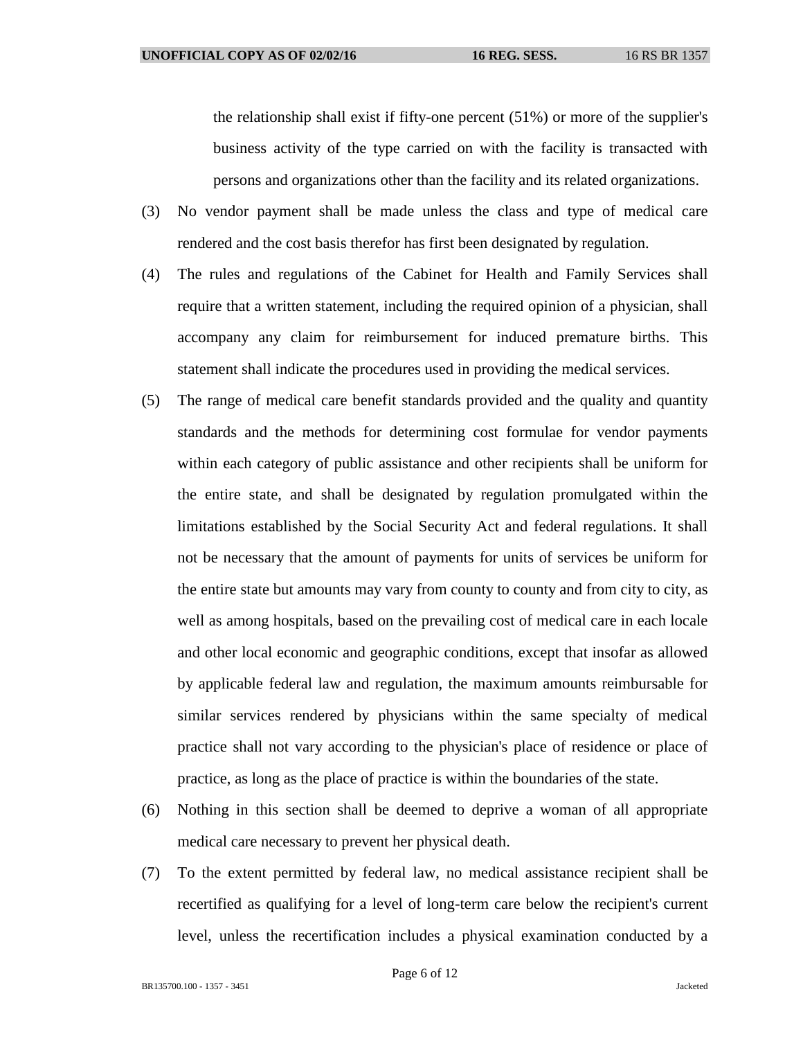the relationship shall exist if fifty-one percent (51%) or more of the supplier's business activity of the type carried on with the facility is transacted with persons and organizations other than the facility and its related organizations.

(3) No vendor payment shall be made unless the class and type of medical care rendered and the cost basis therefor has first been designated by regulation.

(4) The rules and regulations of the Cabinet for Health and Family Services shall require that a written statement, including the required opinion of a physician, shall accompany any claim for reimbursement for induced premature births. This statement shall indicate the procedures used in providing the medical services.

(5) The range of medical care benefit standards provided and the quality and quantity standards and the methods for determining cost formulae for vendor payments within each category of public assistance and other recipients shall be uniform for the entire state, and shall be designated by regulation promulgated within the limitations established by the Social Security Act and federal regulations. It shall not be necessary that the amount of payments for units of services be uniform for the entire state but amounts may vary from county to county and from city to city, as well as among hospitals, based on the prevailing cost of medical care in each locale and other local economic and geographic conditions, except that insofar as allowed by applicable federal law and regulation, the maximum amounts reimbursable for similar services rendered by physicians within the same specialty of medical practice shall not vary according to the physician's place of residence or place of practice, as long as the place of practice is within the boundaries of the state.

(6) Nothing in this section shall be deemed to deprive a woman of all appropriate medical care necessary to prevent her physical death.

(7) To the extent permitted by federal law, no medical assistance recipient shall be recertified as qualifying for a level of long-term care below the recipient's current level, unless the recertification includes a physical examination conducted by a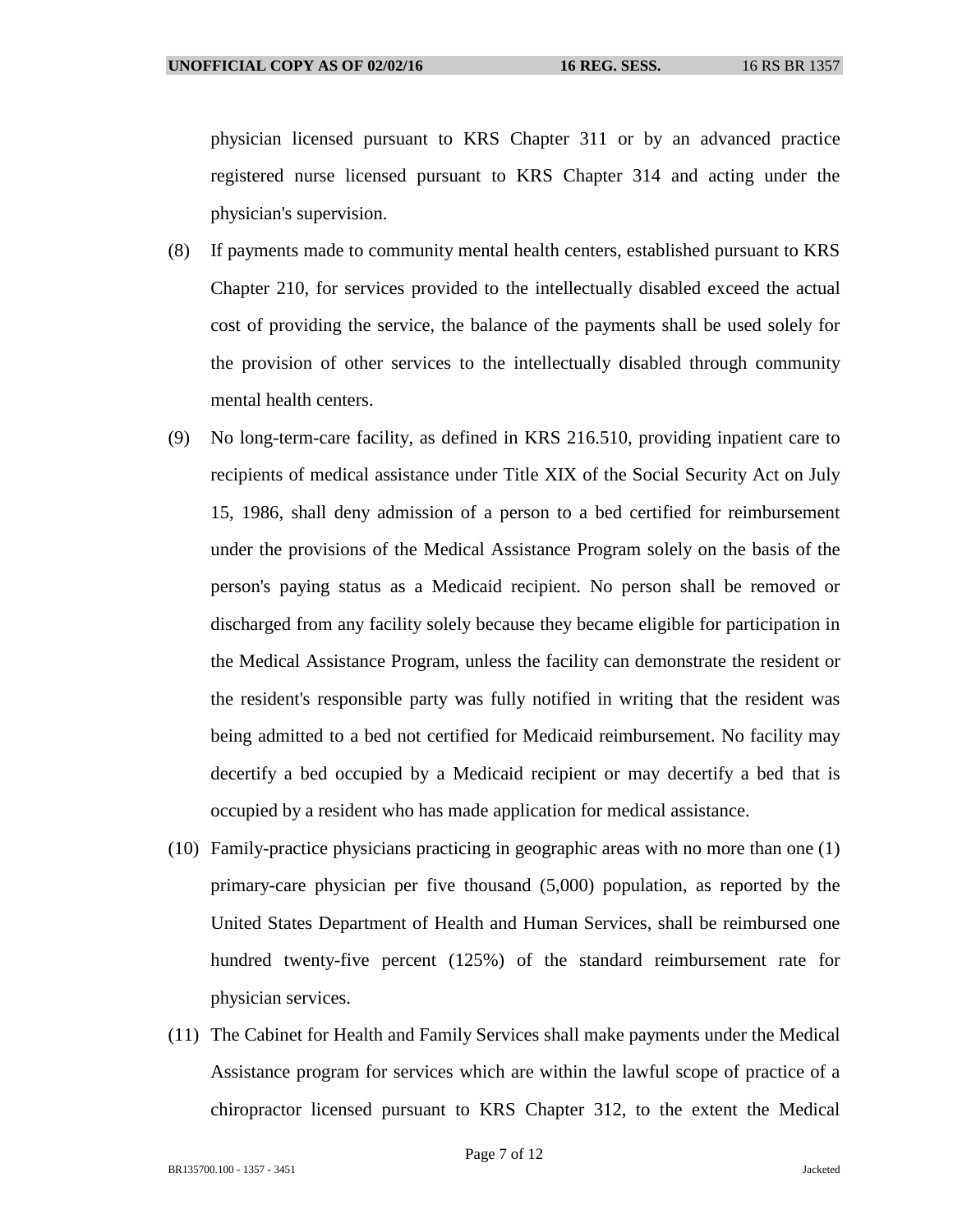physician licensed pursuant to KRS Chapter 311 or by an advanced practice registered nurse licensed pursuant to KRS Chapter 314 and acting under the physician's supervision.

(8) If payments made to community mental health centers, established pursuant to KRS Chapter 210, for services provided to the intellectually disabled exceed the actual cost of providing the service, the balance of the payments shall be used solely for the provision of other services to the intellectually disabled through community mental health centers.

(9) No long-term-care facility, as defined in KRS 216.510, providing inpatient care to recipients of medical assistance under Title XIX of the Social Security Act on July 15, 1986, shall deny admission of a person to a bed certified for reimbursement under the provisions of the Medical Assistance Program solely on the basis of the person's paying status as a Medicaid recipient. No person shall be removed or discharged from any facility solely because they became eligible for participation in the Medical Assistance Program, unless the facility can demonstrate the resident or the resident's responsible party was fully notified in writing that the resident was being admitted to a bed not certified for Medicaid reimbursement. No facility may decertify a bed occupied by a Medicaid recipient or may decertify a bed that is occupied by a resident who has made application for medical assistance.

(10) Family-practice physicians practicing in geographic areas with no more than one (1) primary-care physician per five thousand (5,000) population, as reported by the United States Department of Health and Human Services, shall be reimbursed one hundred twenty-five percent (125%) of the standard reimbursement rate for physician services.

(11) The Cabinet for Health and Family Services shall make payments under the Medical Assistance program for services which are within the lawful scope of practice of a chiropractor licensed pursuant to KRS Chapter 312, to the extent the Medical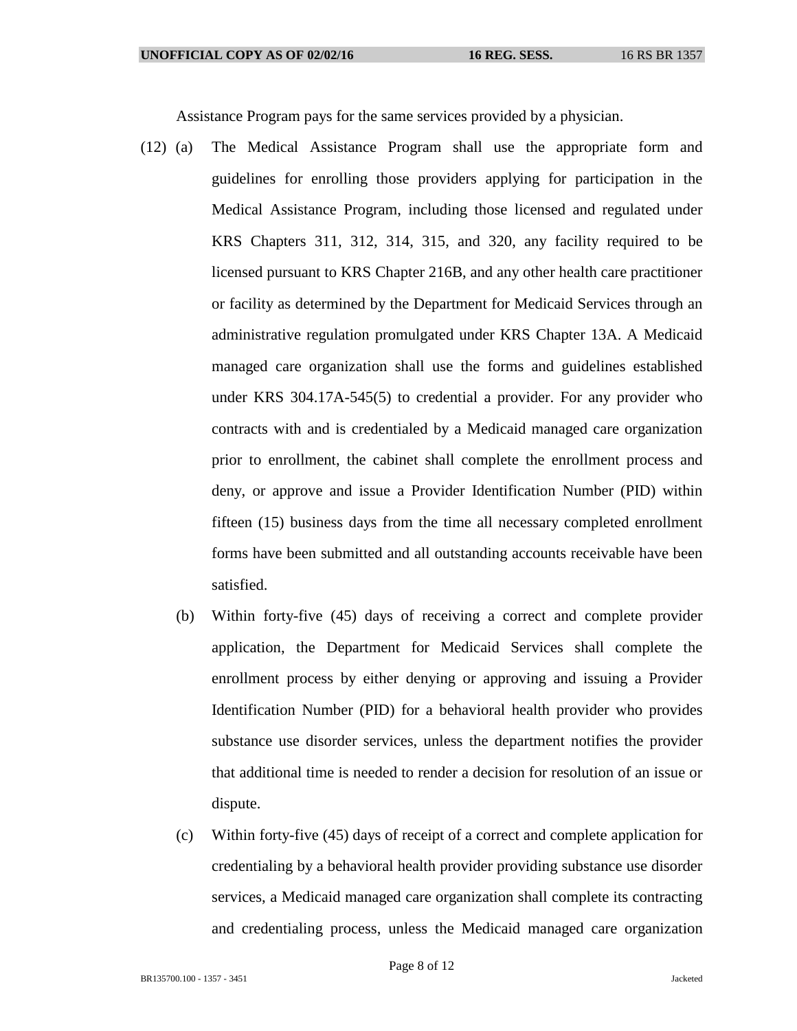Assistance Program pays for the same services provided by a physician.

(12) (a) The Medical Assistance Program shall use the appropriate form and guidelines for enrolling those providers applying for participation in the Medical Assistance Program, including those licensed and regulated under KRS Chapters 311, 312, 314, 315, and 320, any facility required to be licensed pursuant to KRS Chapter 216B, and any other health care practitioner or facility as determined by the Department for Medicaid Services through an administrative regulation promulgated under KRS Chapter 13A. A Medicaid managed care organization shall use the forms and guidelines established under KRS 304.17A-545(5) to credential a provider. For any provider who contracts with and is credentialed by a Medicaid managed care organization prior to enrollment, the cabinet shall complete the enrollment process and deny, or approve and issue a Provider Identification Number (PID) within fifteen (15) business days from the time all necessary completed enrollment forms have been submitted and all outstanding accounts receivable have been satisfied.

(b) Within forty-five (45) days of receiving a correct and complete provider application, the Department for Medicaid Services shall complete the enrollment process by either denying or approving and issuing a Provider Identification Number (PID) for a behavioral health provider who provides substance use disorder services, unless the department notifies the provider that additional time is needed to render a decision for resolution of an issue or dispute.

(c) Within forty-five (45) days of receipt of a correct and complete application for credentialing by a behavioral health provider providing substance use disorder services, a Medicaid managed care organization shall complete its contracting and credentialing process, unless the Medicaid managed care organization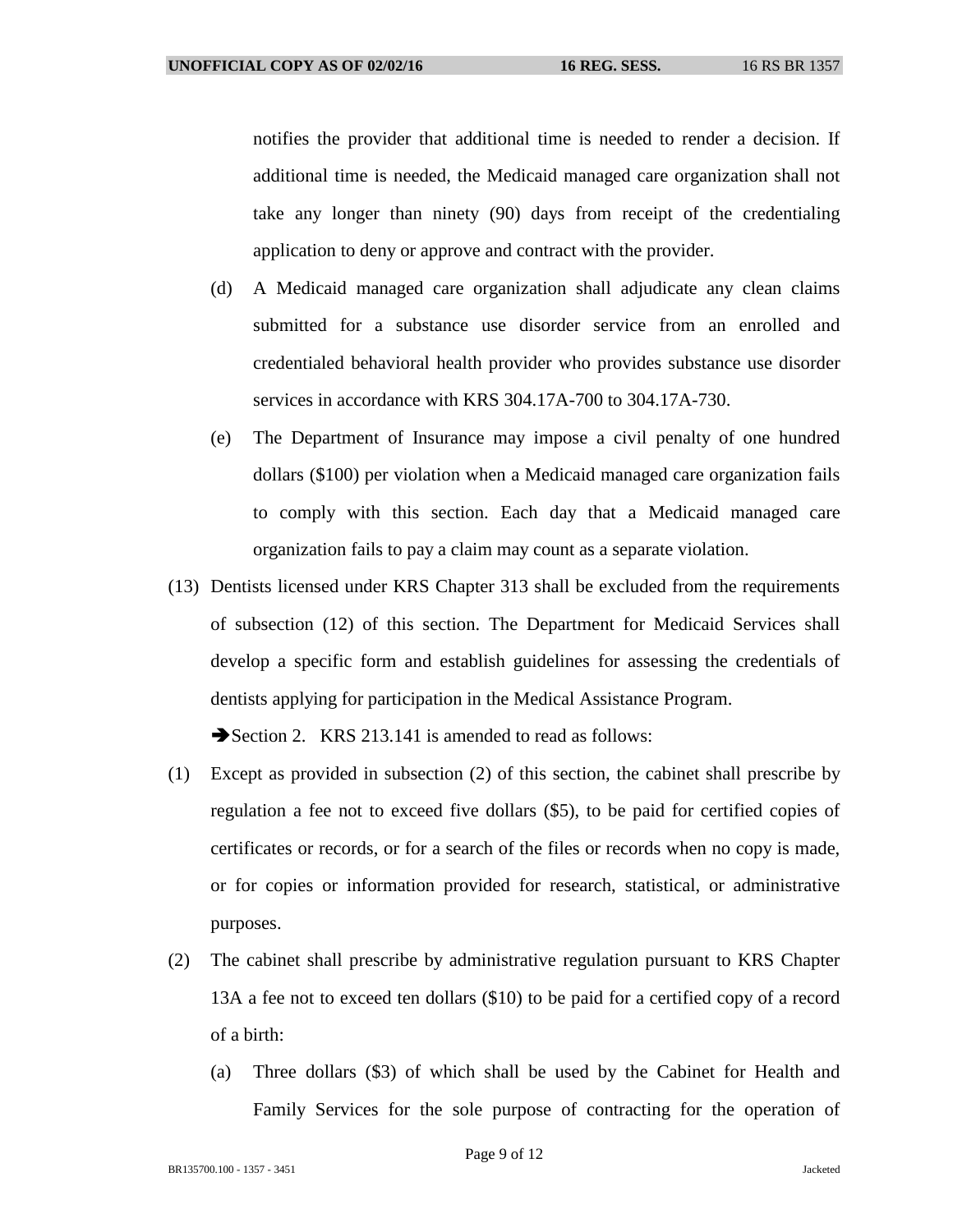notifies the provider that additional time is needed to render a decision. If additional time is needed, the Medicaid managed care organization shall not take any longer than ninety (90) days from receipt of the credentialing application to deny or approve and contract with the provider.

(d) A Medicaid managed care organization shall adjudicate any clean claims submitted for a substance use disorder service from an enrolled and credentialed behavioral health provider who provides substance use disorder services in accordance with KRS 304.17A-700 to 304.17A-730.

(e) The Department of Insurance may impose a civil penalty of one hundred dollars ($100) per violation when a Medicaid managed care organization fails to comply with this section. Each day that a Medicaid managed care organization fails to pay a claim may count as a separate violation.

(13) Dentists licensed under KRS Chapter 313 shall be excluded from the requirements of subsection (12) of this section. The Department for Medicaid Services shall develop a specific form and establish guidelines for assessing the credentials of dentists applying for participation in the Medical Assistance Program.

➔Section 2. KRS 213.141 is amended to read as follows:

(1) Except as provided in subsection (2) of this section, the cabinet shall prescribe by regulation a fee not to exceed five dollars ($5), to be paid for certified copies of certificates or records, or for a search of the files or records when no copy is made, or for copies or information provided for research, statistical, or administrative purposes.

(2) The cabinet shall prescribe by administrative regulation pursuant to KRS Chapter 13A a fee not to exceed ten dollars ($10) to be paid for a certified copy of a record of a birth:

(a) Three dollars ($3) of which shall be used by the Cabinet for Health and Family Services for the sole purpose of contracting for the operation of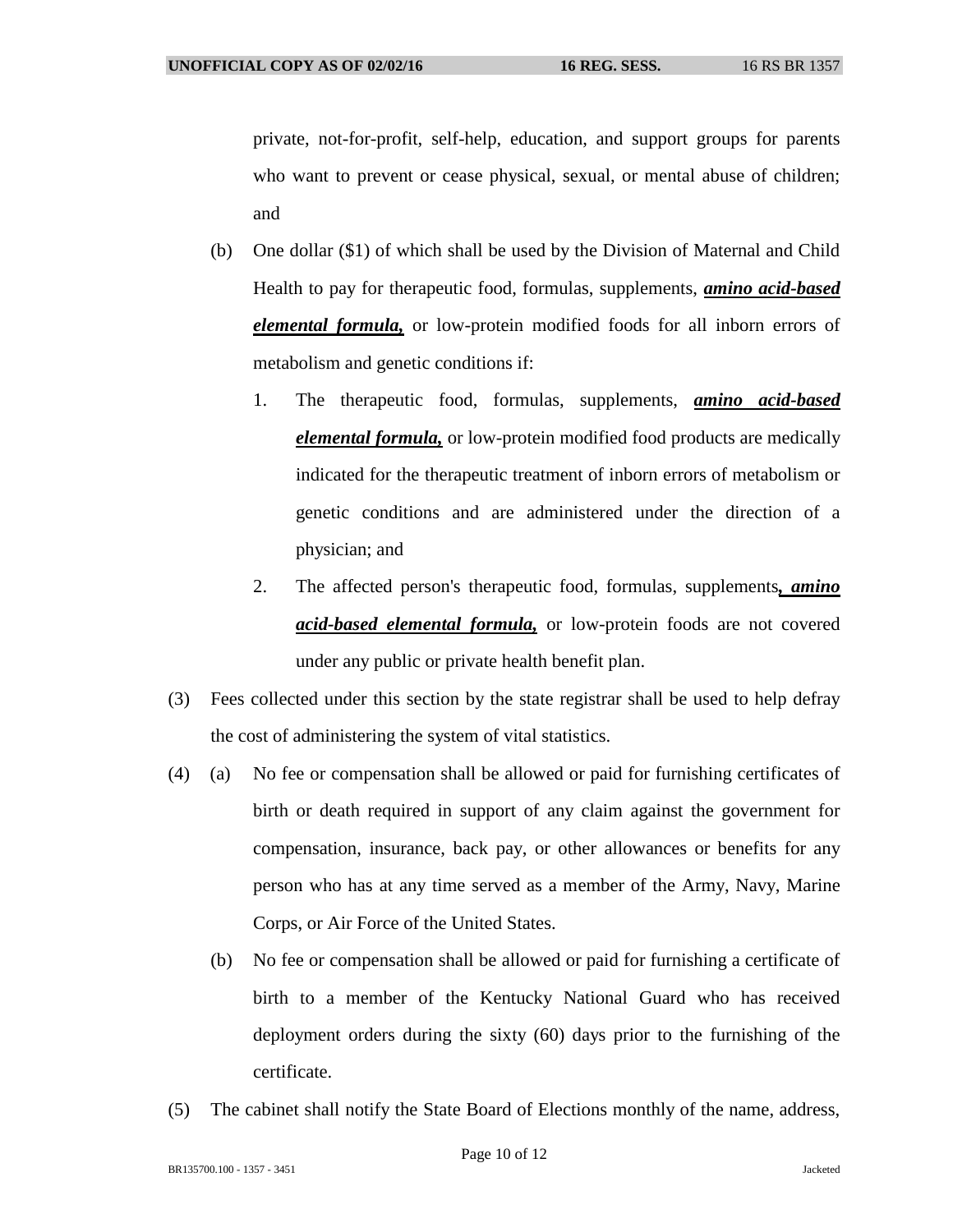private, not-for-profit, self-help, education, and support groups for parents who want to prevent or cease physical, sexual, or mental abuse of children; and

(b) One dollar ($1) of which shall be used by the Division of Maternal and Child Health to pay for therapeutic food, formulas, supplements, ***amino acid-based elemental formula,*** or low-protein modified foods for all inborn errors of metabolism and genetic conditions if:

1. The therapeutic food, formulas, supplements, ***amino acid-based elemental formula,*** or low-protein modified food products are medically indicated for the therapeutic treatment of inborn errors of metabolism or genetic conditions and are administered under the direction of a physician; and

2. The affected person's therapeutic food, formulas, supplements***, amino acid-based elemental formula,*** or low-protein foods are not covered under any public or private health benefit plan.

(3) Fees collected under this section by the state registrar shall be used to help defray the cost of administering the system of vital statistics.

(4) (a) No fee or compensation shall be allowed or paid for furnishing certificates of birth or death required in support of any claim against the government for compensation, insurance, back pay, or other allowances or benefits for any person who has at any time served as a member of the Army, Navy, Marine Corps, or Air Force of the United States.

(b) No fee or compensation shall be allowed or paid for furnishing a certificate of birth to a member of the Kentucky National Guard who has received deployment orders during the sixty (60) days prior to the furnishing of the certificate.

(5) The cabinet shall notify the State Board of Elections monthly of the name, address,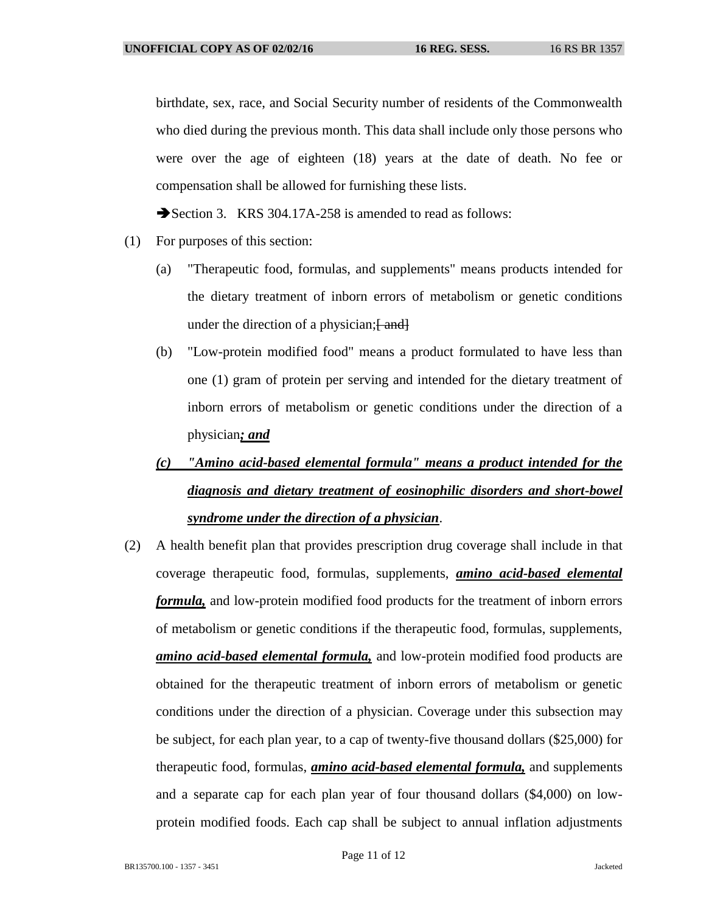birthdate, sex, race, and Social Security number of residents of the Commonwealth who died during the previous month. This data shall include only those persons who were over the age of eighteen (18) years at the date of death. No fee or compensation shall be allowed for furnishing these lists.

➔Section 3. KRS 304.17A-258 is amended to read as follows:

(1) For purposes of this section:

(a) "Therapeutic food, formulas, and supplements" means products intended for the dietary treatment of inborn errors of metabolism or genetic conditions under the direction of a physician;~~[ and]~~

(b) "Low-protein modified food" means a product formulated to have less than one (1) gram of protein per serving and intended for the dietary treatment of inborn errors of metabolism or genetic conditions under the direction of a physician***; and***

***(c) "Amino acid-based elemental formula" means a product intended for the diagnosis and dietary treatment of eosinophilic disorders and short-bowel syndrome under the direction of a physician***.

(2) A health benefit plan that provides prescription drug coverage shall include in that coverage therapeutic food, formulas, supplements, ***amino acid-based elemental formula,*** and low-protein modified food products for the treatment of inborn errors of metabolism or genetic conditions if the therapeutic food, formulas, supplements, ***amino acid-based elemental formula,*** and low-protein modified food products are obtained for the therapeutic treatment of inborn errors of metabolism or genetic conditions under the direction of a physician. Coverage under this subsection may be subject, for each plan year, to a cap of twenty-five thousand dollars ($25,000) for therapeutic food, formulas, ***amino acid-based elemental formula,*** and supplements and a separate cap for each plan year of four thousand dollars ($4,000) on low-protein modified foods. Each cap shall be subject to annual inflation adjustments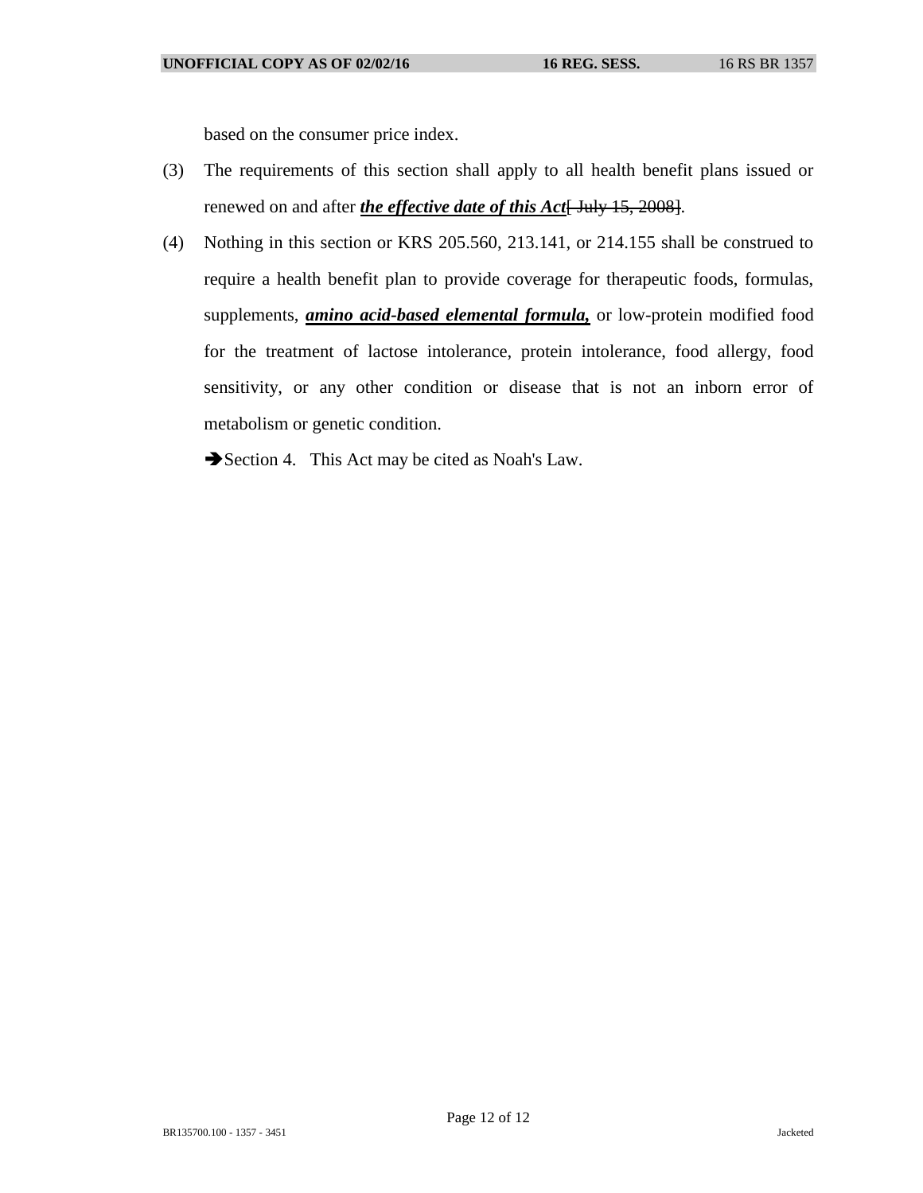based on the consumer price index.

(3) The requirements of this section shall apply to all health benefit plans issued or renewed on and after ***the effective date of this Act***~~[ July 15, 2008]~~.

(4) Nothing in this section or KRS 205.560, 213.141, or 214.155 shall be construed to require a health benefit plan to provide coverage for therapeutic foods, formulas, supplements, ***amino acid-based elemental formula,*** or low-protein modified food for the treatment of lactose intolerance, protein intolerance, food allergy, food sensitivity, or any other condition or disease that is not an inborn error of metabolism or genetic condition.

➔Section 4. This Act may be cited as Noah's Law.